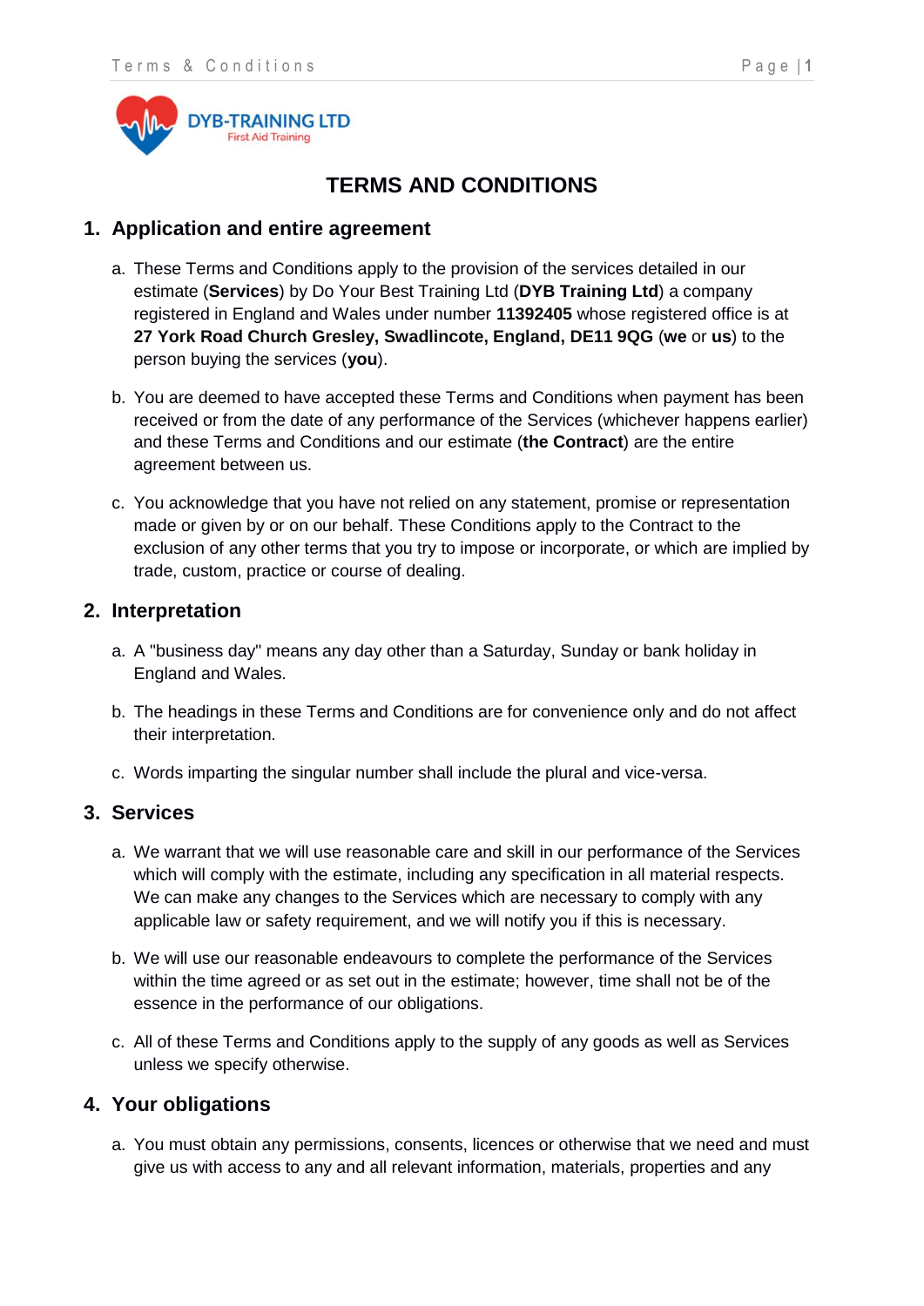DYB-TRAINING LTD
First Aid Training

# TERMS AND CONDITIONS

## 1. Application and entire agreement

a. These Terms and Conditions apply to the provision of the services detailed in our estimate (**Services**) by Do Your Best Training Ltd (**DYB Training Ltd**) a company registered in England and Wales under number **11392405** whose registered office is at **27 York Road Church Gresley, Swadlincote, England, DE11 9QG** (**we** or **us**) to the person buying the services (**you**).

b. You are deemed to have accepted these Terms and Conditions when payment has been received or from the date of any performance of the Services (whichever happens earlier) and these Terms and Conditions and our estimate (**the Contract**) are the entire agreement between us.

c. You acknowledge that you have not relied on any statement, promise or representation made or given by or on our behalf. These Conditions apply to the Contract to the exclusion of any other terms that you try to impose or incorporate, or which are implied by trade, custom, practice or course of dealing.

## 2. Interpretation

a. A "business day" means any day other than a Saturday, Sunday or bank holiday in England and Wales.

b. The headings in these Terms and Conditions are for convenience only and do not affect their interpretation.

c. Words imparting the singular number shall include the plural and vice-versa.

## 3. Services

a. We warrant that we will use reasonable care and skill in our performance of the Services which will comply with the estimate, including any specification in all material respects. We can make any changes to the Services which are necessary to comply with any applicable law or safety requirement, and we will notify you if this is necessary.

b. We will use our reasonable endeavours to complete the performance of the Services within the time agreed or as set out in the estimate; however, time shall not be of the essence in the performance of our obligations.

c. All of these Terms and Conditions apply to the supply of any goods as well as Services unless we specify otherwise.

## 4. Your obligations

a. You must obtain any permissions, consents, licences or otherwise that we need and must give us with access to any and all relevant information, materials, properties and any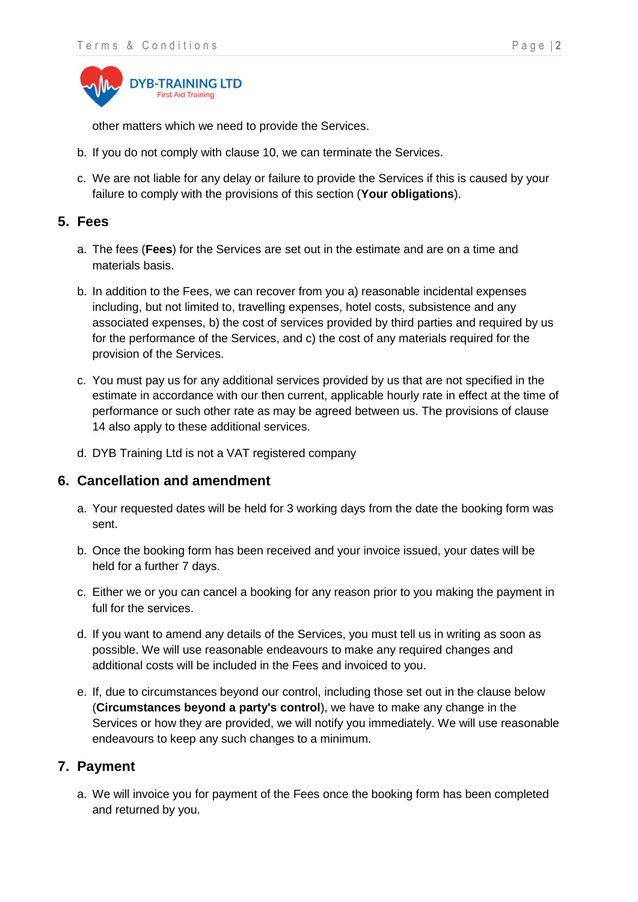other matters which we need to provide the Services.

b. If you do not comply with clause 10, we can terminate the Services.

c. We are not liable for any delay or failure to provide the Services if this is caused by your failure to comply with the provisions of this section (**Your obligations**).

## 5. Fees

a. The fees (**Fees**) for the Services are set out in the estimate and are on a time and materials basis.

b. In addition to the Fees, we can recover from you a) reasonable incidental expenses including, but not limited to, travelling expenses, hotel costs, subsistence and any associated expenses, b) the cost of services provided by third parties and required by us for the performance of the Services, and c) the cost of any materials required for the provision of the Services.

c. You must pay us for any additional services provided by us that are not specified in the estimate in accordance with our then current, applicable hourly rate in effect at the time of performance or such other rate as may be agreed between us. The provisions of clause 14 also apply to these additional services.

d. DYB Training Ltd is not a VAT registered company

## 6. Cancellation and amendment

a. Your requested dates will be held for 3 working days from the date the booking form was sent.

b. Once the booking form has been received and your invoice issued, your dates will be held for a further 7 days.

c. Either we or you can cancel a booking for any reason prior to you making the payment in full for the services.

d. If you want to amend any details of the Services, you must tell us in writing as soon as possible. We will use reasonable endeavours to make any required changes and additional costs will be included in the Fees and invoiced to you.

e. If, due to circumstances beyond our control, including those set out in the clause below (**Circumstances beyond a party's control**), we have to make any change in the Services or how they are provided, we will notify you immediately. We will use reasonable endeavours to keep any such changes to a minimum.

## 7. Payment

a. We will invoice you for payment of the Fees once the booking form has been completed and returned by you.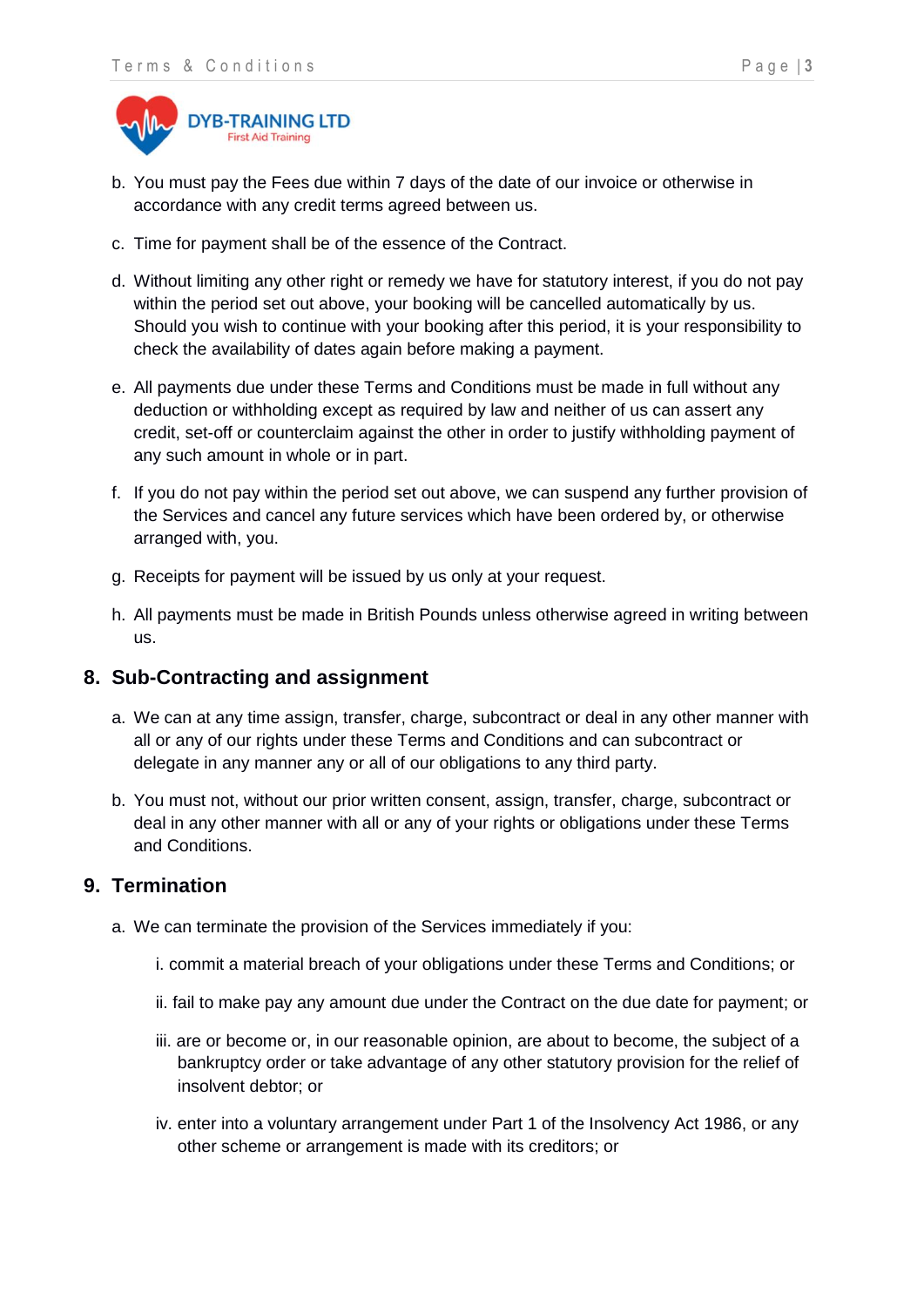b. You must pay the Fees due within 7 days of the date of our invoice or otherwise in accordance with any credit terms agreed between us.

c. Time for payment shall be of the essence of the Contract.

d. Without limiting any other right or remedy we have for statutory interest, if you do not pay within the period set out above, your booking will be cancelled automatically by us. Should you wish to continue with your booking after this period, it is your responsibility to check the availability of dates again before making a payment.

e. All payments due under these Terms and Conditions must be made in full without any deduction or withholding except as required by law and neither of us can assert any credit, set-off or counterclaim against the other in order to justify withholding payment of any such amount in whole or in part.

f. If you do not pay within the period set out above, we can suspend any further provision of the Services and cancel any future services which have been ordered by, or otherwise arranged with, you.

g. Receipts for payment will be issued by us only at your request.

h. All payments must be made in British Pounds unless otherwise agreed in writing between us.

## 8. Sub-Contracting and assignment

a. We can at any time assign, transfer, charge, subcontract or deal in any other manner with all or any of our rights under these Terms and Conditions and can subcontract or delegate in any manner any or all of our obligations to any third party.

b. You must not, without our prior written consent, assign, transfer, charge, subcontract or deal in any other manner with all or any of your rights or obligations under these Terms and Conditions.

## 9. Termination

a. We can terminate the provision of the Services immediately if you:

i. commit a material breach of your obligations under these Terms and Conditions; or

ii. fail to make pay any amount due under the Contract on the due date for payment; or

iii. are or become or, in our reasonable opinion, are about to become, the subject of a bankruptcy order or take advantage of any other statutory provision for the relief of insolvent debtor; or

iv. enter into a voluntary arrangement under Part 1 of the Insolvency Act 1986, or any other scheme or arrangement is made with its creditors; or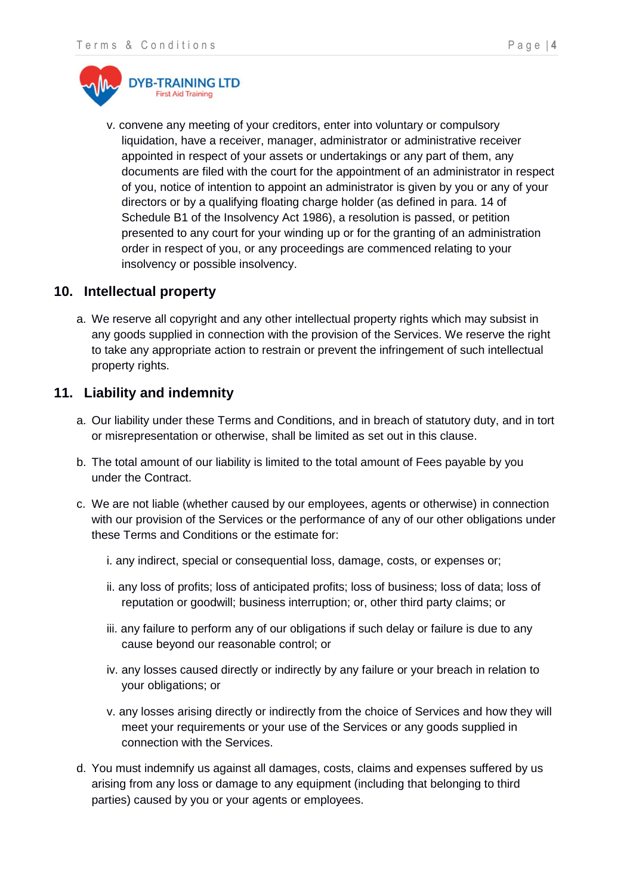v. convene any meeting of your creditors, enter into voluntary or compulsory liquidation, have a receiver, manager, administrator or administrative receiver appointed in respect of your assets or undertakings or any part of them, any documents are filed with the court for the appointment of an administrator in respect of you, notice of intention to appoint an administrator is given by you or any of your directors or by a qualifying floating charge holder (as defined in para. 14 of Schedule B1 of the Insolvency Act 1986), a resolution is passed, or petition presented to any court for your winding up or for the granting of an administration order in respect of you, or any proceedings are commenced relating to your insolvency or possible insolvency.

## 10. Intellectual property

a. We reserve all copyright and any other intellectual property rights which may subsist in any goods supplied in connection with the provision of the Services. We reserve the right to take any appropriate action to restrain or prevent the infringement of such intellectual property rights.

## 11. Liability and indemnity

a. Our liability under these Terms and Conditions, and in breach of statutory duty, and in tort or misrepresentation or otherwise, shall be limited as set out in this clause.

b. The total amount of our liability is limited to the total amount of Fees payable by you under the Contract.

c. We are not liable (whether caused by our employees, agents or otherwise) in connection with our provision of the Services or the performance of any of our other obligations under these Terms and Conditions or the estimate for:

i. any indirect, special or consequential loss, damage, costs, or expenses or;

ii. any loss of profits; loss of anticipated profits; loss of business; loss of data; loss of reputation or goodwill; business interruption; or, other third party claims; or

iii. any failure to perform any of our obligations if such delay or failure is due to any cause beyond our reasonable control; or

iv. any losses caused directly or indirectly by any failure or your breach in relation to your obligations; or

v. any losses arising directly or indirectly from the choice of Services and how they will meet your requirements or your use of the Services or any goods supplied in connection with the Services.

d. You must indemnify us against all damages, costs, claims and expenses suffered by us arising from any loss or damage to any equipment (including that belonging to third parties) caused by you or your agents or employees.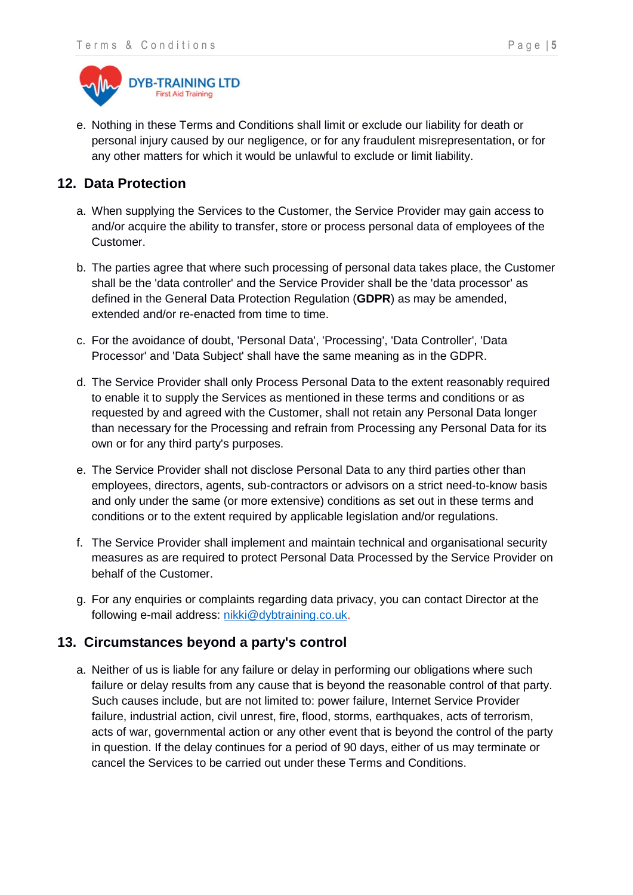e. Nothing in these Terms and Conditions shall limit or exclude our liability for death or personal injury caused by our negligence, or for any fraudulent misrepresentation, or for any other matters for which it would be unlawful to exclude or limit liability.

## 12. Data Protection

a. When supplying the Services to the Customer, the Service Provider may gain access to and/or acquire the ability to transfer, store or process personal data of employees of the Customer.

b. The parties agree that where such processing of personal data takes place, the Customer shall be the 'data controller' and the Service Provider shall be the 'data processor' as defined in the General Data Protection Regulation (**GDPR**) as may be amended, extended and/or re-enacted from time to time.

c. For the avoidance of doubt, 'Personal Data', 'Processing', 'Data Controller', 'Data Processor' and 'Data Subject' shall have the same meaning as in the GDPR.

d. The Service Provider shall only Process Personal Data to the extent reasonably required to enable it to supply the Services as mentioned in these terms and conditions or as requested by and agreed with the Customer, shall not retain any Personal Data longer than necessary for the Processing and refrain from Processing any Personal Data for its own or for any third party's purposes.

e. The Service Provider shall not disclose Personal Data to any third parties other than employees, directors, agents, sub-contractors or advisors on a strict need-to-know basis and only under the same (or more extensive) conditions as set out in these terms and conditions or to the extent required by applicable legislation and/or regulations.

f. The Service Provider shall implement and maintain technical and organisational security measures as are required to protect Personal Data Processed by the Service Provider on behalf of the Customer.

g. For any enquiries or complaints regarding data privacy, you can contact Director at the following e-mail address: nikki@dybtraining.co.uk.

## 13. Circumstances beyond a party's control

a. Neither of us is liable for any failure or delay in performing our obligations where such failure or delay results from any cause that is beyond the reasonable control of that party. Such causes include, but are not limited to: power failure, Internet Service Provider failure, industrial action, civil unrest, fire, flood, storms, earthquakes, acts of terrorism, acts of war, governmental action or any other event that is beyond the control of the party in question. If the delay continues for a period of 90 days, either of us may terminate or cancel the Services to be carried out under these Terms and Conditions.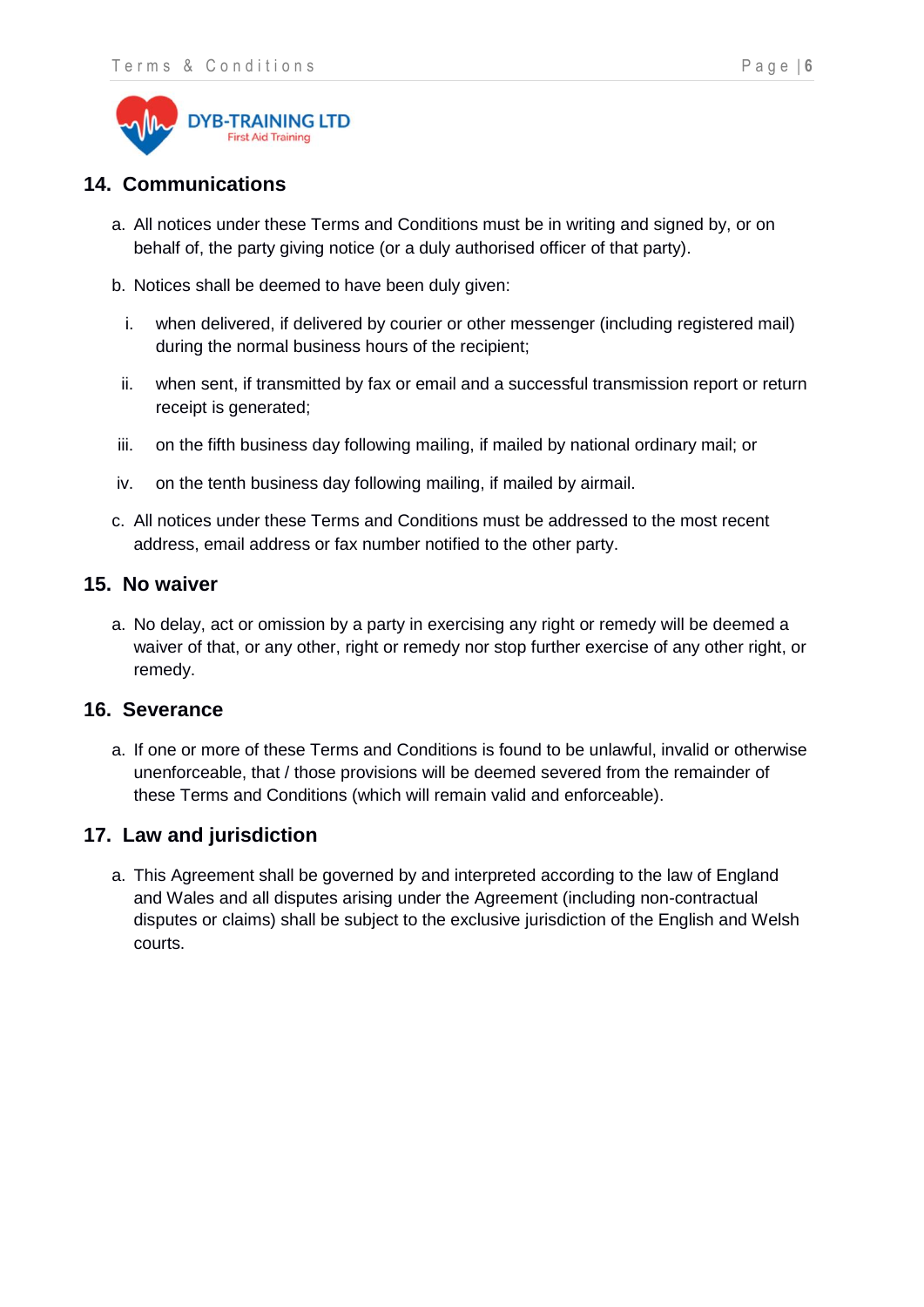DYB-TRAINING LTD
First Aid Training

## 14. Communications

a. All notices under these Terms and Conditions must be in writing and signed by, or on behalf of, the party giving notice (or a duly authorised officer of that party).

b. Notices shall be deemed to have been duly given:

   i. when delivered, if delivered by courier or other messenger (including registered mail) during the normal business hours of the recipient;

   ii. when sent, if transmitted by fax or email and a successful transmission report or return receipt is generated;

   iii. on the fifth business day following mailing, if mailed by national ordinary mail; or

   iv. on the tenth business day following mailing, if mailed by airmail.

c. All notices under these Terms and Conditions must be addressed to the most recent address, email address or fax number notified to the other party.

## 15. No waiver

a. No delay, act or omission by a party in exercising any right or remedy will be deemed a waiver of that, or any other, right or remedy nor stop further exercise of any other right, or remedy.

## 16. Severance

a. If one or more of these Terms and Conditions is found to be unlawful, invalid or otherwise unenforceable, that / those provisions will be deemed severed from the remainder of these Terms and Conditions (which will remain valid and enforceable).

## 17. Law and jurisdiction

a. This Agreement shall be governed by and interpreted according to the law of England and Wales and all disputes arising under the Agreement (including non-contractual disputes or claims) shall be subject to the exclusive jurisdiction of the English and Welsh courts.